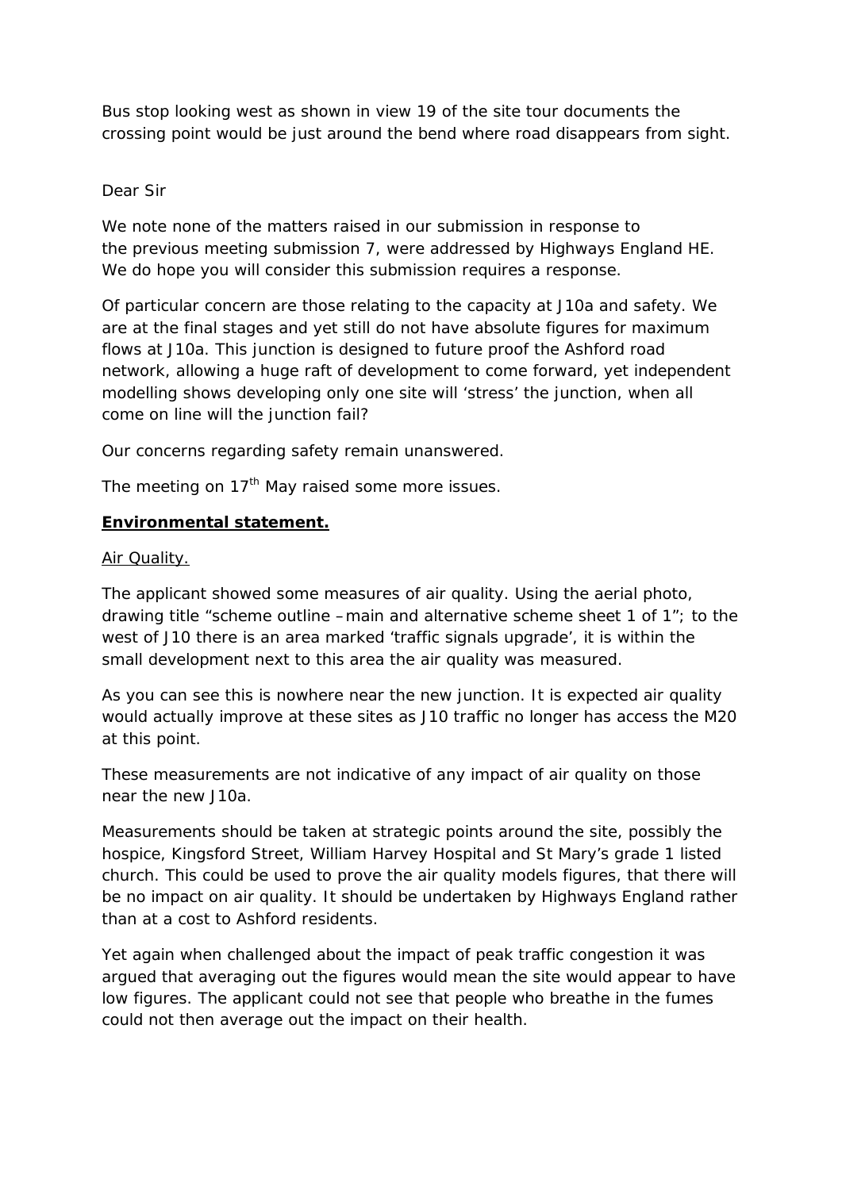Bus stop looking west as shown in view 19 of the site tour documents the crossing point would be just around the bend where road disappears from sight.

Dear Sir

We note none of the matters raised in our submission in response to the previous meeting submission 7, were addressed by Highways England HE. We do hope you will consider this submission requires a response.

Of particular concern are those relating to the capacity at J10a and safety. We are at the final stages and yet still do not have absolute figures for maximum flows at J10a. This junction is designed to future proof the Ashford road network, allowing a huge raft of development to come forward, yet independent modelling shows developing only one site will 'stress' the junction, when all come on line will the junction fail?

Our concerns regarding safety remain unanswered.

The meeting on 17th May raised some more issues.

**Environmental statement.**

Air Quality.

The applicant showed some measures of air quality. Using the aerial photo, drawing title "scheme outline – main and alternative scheme sheet 1 of 1"; to the west of J10 there is an area marked 'traffic signals upgrade', it is within the small development next to this area the air quality was measured.

As you can see this is nowhere near the new junction. It is expected air quality would actually improve at these sites as J10 traffic no longer has access the M20 at this point.

These measurements are not indicative of any impact of air quality on those near the new J10a.

Measurements should be taken at strategic points around the site, possibly the hospice, Kingsford Street, William Harvey Hospital and St Mary's grade 1 listed church. This could be used to prove the air quality models figures, that there will be no impact on air quality. It should be undertaken by Highways England rather than at a cost to Ashford residents.

Yet again when challenged about the impact of peak traffic congestion it was argued that averaging out the figures would mean the site would appear to have low figures. The applicant could not see that people who breathe in the fumes could not then average out the impact on their health.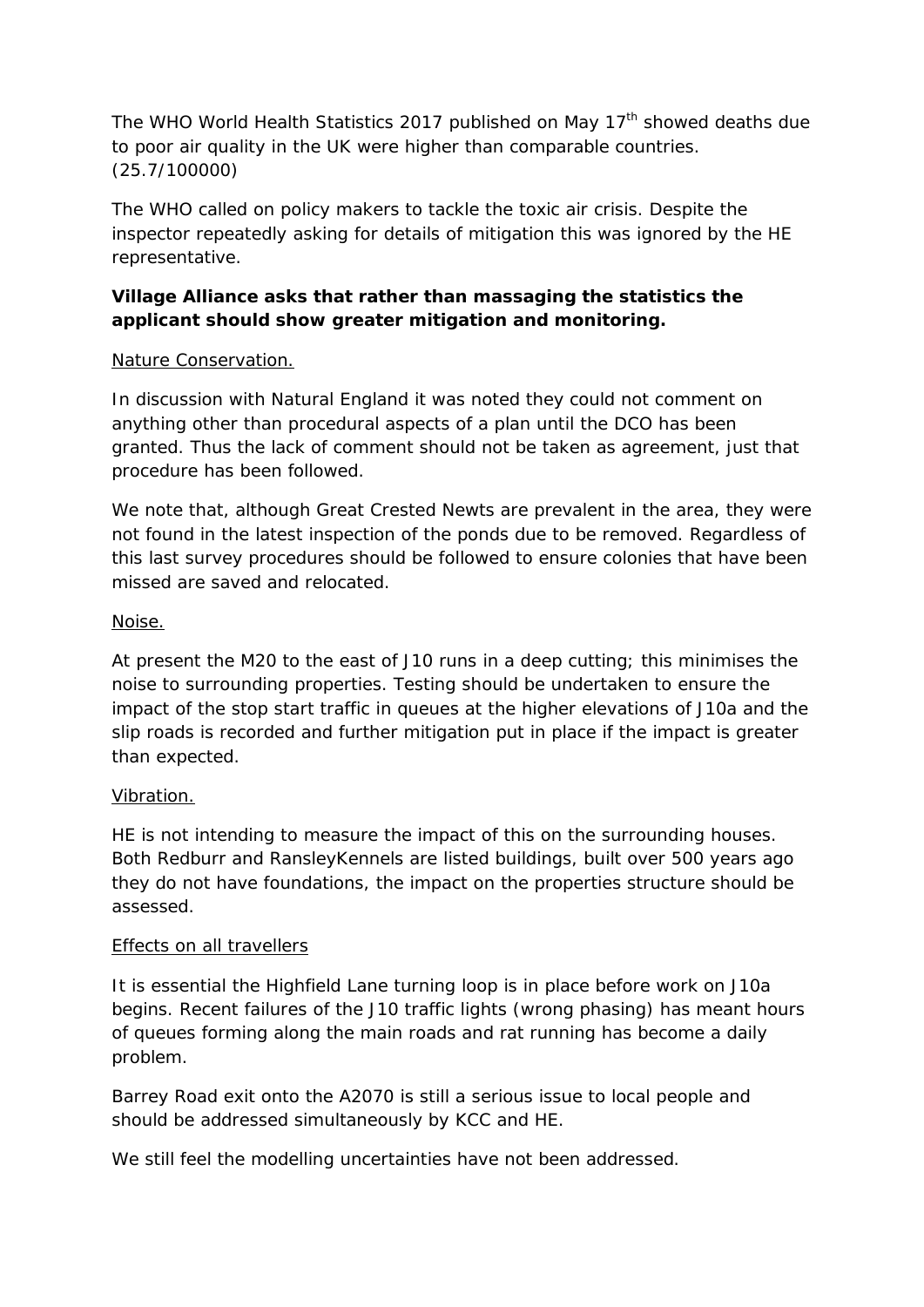The WHO World Health Statistics 2017 published on May 17th showed deaths due to poor air quality in the UK were higher than comparable countries. (25.7/100000)

The WHO called on policy makers to tackle the toxic air crisis. Despite the inspector repeatedly asking for details of mitigation this was ignored by the HE representative.

**Village Alliance asks that rather than massaging the statistics the applicant should show greater mitigation and monitoring.**

<u>Nature Conservation.</u>

In discussion with Natural England it was noted they could not comment on anything other than procedural aspects of a plan until the DCO has been granted. Thus the lack of comment should not be taken as agreement, just that procedure has been followed.

We note that, although Great Crested Newts are prevalent in the area, they were not found in the latest inspection of the ponds due to be removed. Regardless of this last survey procedures should be followed to ensure colonies that have been missed are saved and relocated.

<u>Noise.</u>

At present the M20 to the east of J10 runs in a deep cutting; this minimises the noise to surrounding properties. Testing should be undertaken to ensure the impact of the stop start traffic in queues at the higher elevations of J10a and the slip roads is recorded and further mitigation put in place if the impact is greater than expected.

<u>Vibration.</u>

HE is not intending to measure the impact of this on the surrounding houses. Both Redburr and RansleyKennels are listed buildings, built over 500 years ago they do not have foundations, the impact on the properties structure should be assessed.

<u>Effects on all travellers</u>

It is essential the Highfield Lane turning loop is in place before work on J10a begins. Recent failures of the J10 traffic lights (wrong phasing) has meant hours of queues forming along the main roads and rat running has become a daily problem.

Barrey Road exit onto the A2070 is still a serious issue to local people and should be addressed simultaneously by KCC and HE.

We still feel the modelling uncertainties have not been addressed.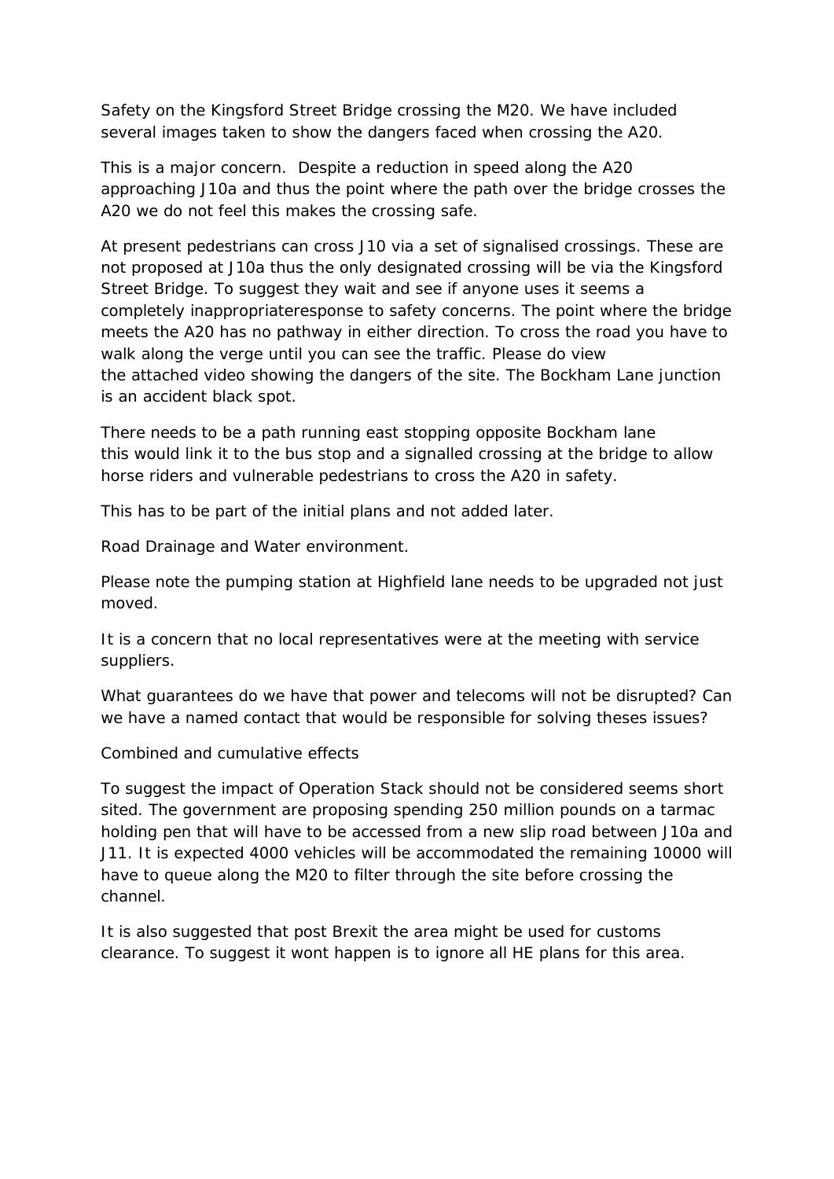Safety on the Kingsford Street Bridge crossing the M20. We have included several images taken to show the dangers faced when crossing the A20.

This is a major concern. Despite a reduction in speed along the A20 approaching J10a and thus the point where the path over the bridge crosses the A20 we do not feel this makes the crossing safe.

At present pedestrians can cross J10 via a set of signalised crossings. These are not proposed at J10a thus the only designated crossing will be via the Kingsford Street Bridge. To suggest they wait and see if anyone uses it seems a completely inappropriateresponse to safety concerns. The point where the bridge meets the A20 has no pathway in either direction. To cross the road you have to walk along the verge until you can see the traffic. Please do view the attached video showing the dangers of the site. The Bockham Lane junction is an accident black spot.

There needs to be a path running east stopping opposite Bockham lane this would link it to the bus stop and a signalled crossing at the bridge to allow horse riders and vulnerable pedestrians to cross the A20 in safety.

This has to be part of the initial plans and not added later.

Road Drainage and Water environment.

Please note the pumping station at Highfield lane needs to be upgraded not just moved.

It is a concern that no local representatives were at the meeting with service suppliers.

What guarantees do we have that power and telecoms will not be disrupted? Can we have a named contact that would be responsible for solving theses issues?

Combined and cumulative effects

To suggest the impact of Operation Stack should not be considered seems short sited. The government are proposing spending 250 million pounds on a tarmac holding pen that will have to be accessed from a new slip road between J10a and J11. It is expected 4000 vehicles will be accommodated the remaining 10000 will have to queue along the M20 to filter through the site before crossing the channel.

It is also suggested that post Brexit the area might be used for customs clearance. To suggest it wont happen is to ignore all HE plans for this area.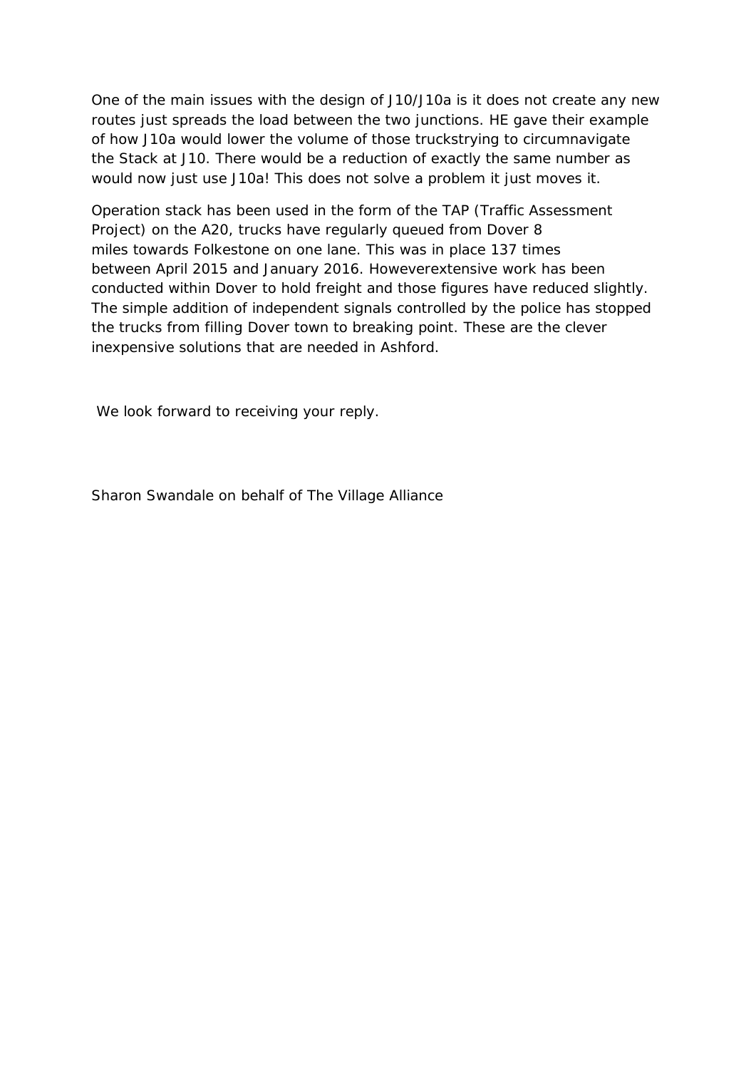One of the main issues with the design of J10/J10a is it does not create any new routes just spreads the load between the two junctions. HE gave their example of how J10a would lower the volume of those truckstrying to circumnavigate the Stack at J10. There would be a reduction of exactly the same number as would now just use J10a! This does not solve a problem it just moves it.

Operation stack has been used in the form of the TAP (Traffic Assessment Project) on the A20, trucks have regularly queued from Dover 8 miles towards Folkestone on one lane. This was in place 137 times between April 2015 and January 2016. Howeverextensive work has been conducted within Dover to hold freight and those figures have reduced slightly. The simple addition of independent signals controlled by the police has stopped the trucks from filling Dover town to breaking point. These are the clever inexpensive solutions that are needed in Ashford.

We look forward to receiving your reply.

Sharon Swandale on behalf of The Village Alliance